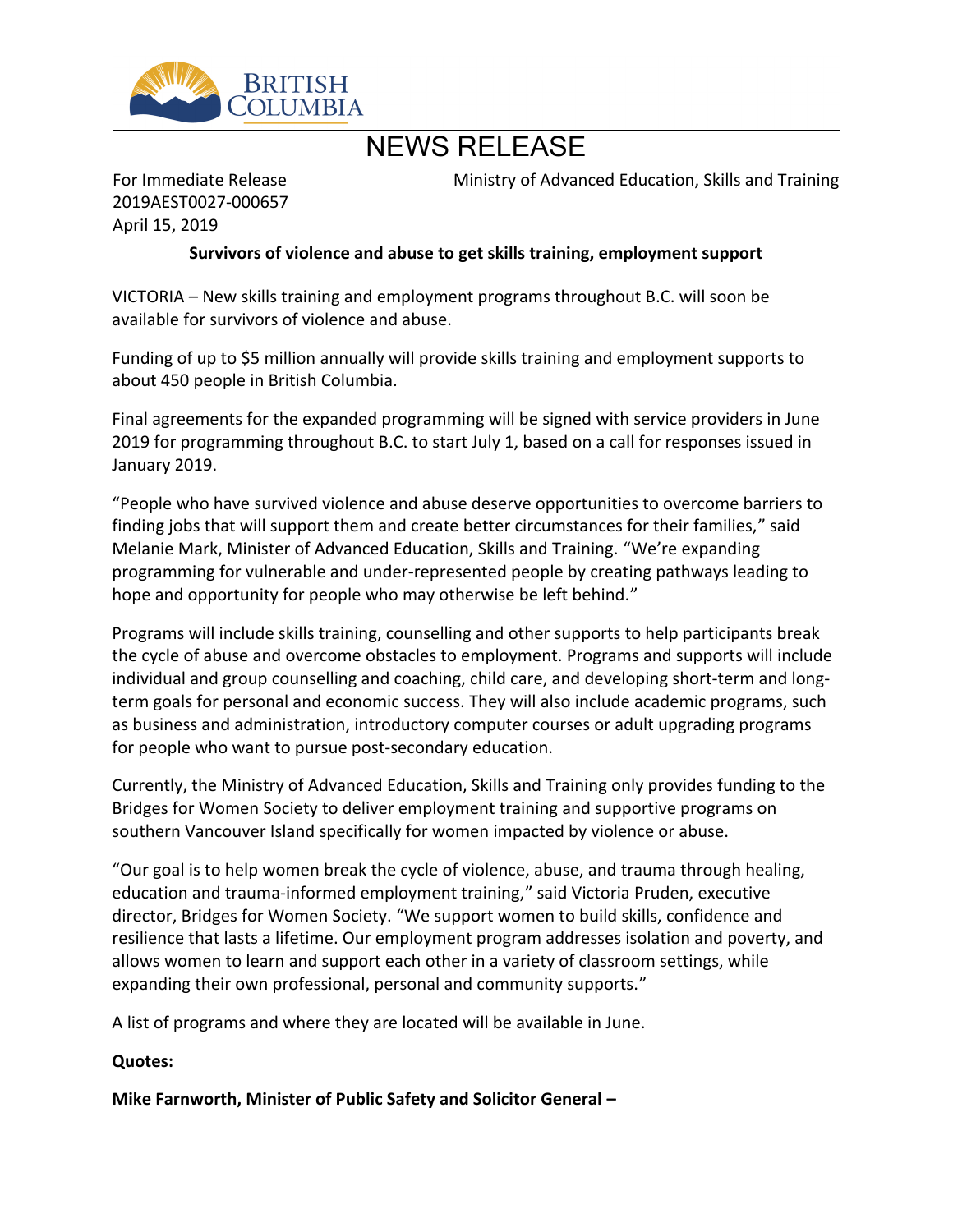BRITISH COLUMBIA

# NEWS RELEASE

For Immediate Release
2019AEST0027-000657
April 15, 2019

Ministry of Advanced Education, Skills and Training

**Survivors of violence and abuse to get skills training, employment support**

VICTORIA – New skills training and employment programs throughout B.C. will soon be available for survivors of violence and abuse.

Funding of up to $5 million annually will provide skills training and employment supports to about 450 people in British Columbia.

Final agreements for the expanded programming will be signed with service providers in June 2019 for programming throughout B.C. to start July 1, based on a call for responses issued in January 2019.

"People who have survived violence and abuse deserve opportunities to overcome barriers to finding jobs that will support them and create better circumstances for their families," said Melanie Mark, Minister of Advanced Education, Skills and Training. "We're expanding programming for vulnerable and under-represented people by creating pathways leading to hope and opportunity for people who may otherwise be left behind."

Programs will include skills training, counselling and other supports to help participants break the cycle of abuse and overcome obstacles to employment. Programs and supports will include individual and group counselling and coaching, child care, and developing short-term and long-term goals for personal and economic success. They will also include academic programs, such as business and administration, introductory computer courses or adult upgrading programs for people who want to pursue post-secondary education.

Currently, the Ministry of Advanced Education, Skills and Training only provides funding to the Bridges for Women Society to deliver employment training and supportive programs on southern Vancouver Island specifically for women impacted by violence or abuse.

"Our goal is to help women break the cycle of violence, abuse, and trauma through healing, education and trauma-informed employment training," said Victoria Pruden, executive director, Bridges for Women Society. "We support women to build skills, confidence and resilience that lasts a lifetime. Our employment program addresses isolation and poverty, and allows women to learn and support each other in a variety of classroom settings, while expanding their own professional, personal and community supports."

A list of programs and where they are located will be available in June.

**Quotes:**

**Mike Farnworth, Minister of Public Safety and Solicitor General –**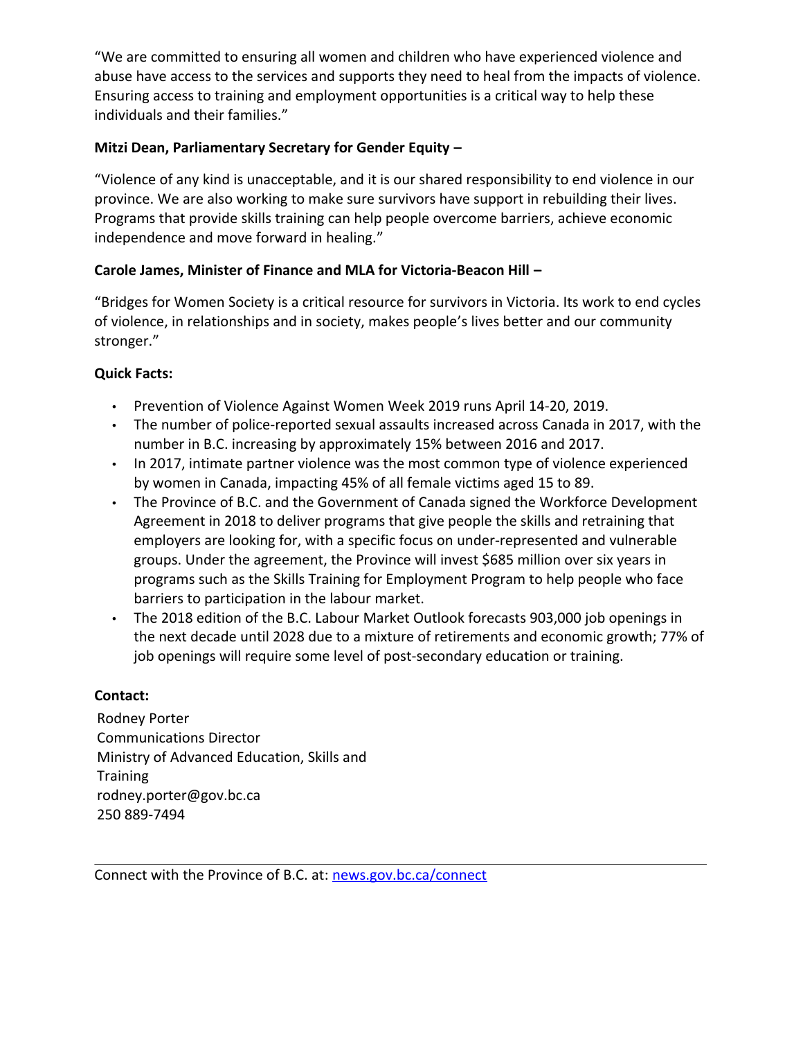"We are committed to ensuring all women and children who have experienced violence and abuse have access to the services and supports they need to heal from the impacts of violence. Ensuring access to training and employment opportunities is a critical way to help these individuals and their families."

**Mitzi Dean, Parliamentary Secretary for Gender Equity –**

"Violence of any kind is unacceptable, and it is our shared responsibility to end violence in our province. We are also working to make sure survivors have support in rebuilding their lives. Programs that provide skills training can help people overcome barriers, achieve economic independence and move forward in healing."

**Carole James, Minister of Finance and MLA for Victoria-Beacon Hill –**

"Bridges for Women Society is a critical resource for survivors in Victoria. Its work to end cycles of violence, in relationships and in society, makes people's lives better and our community stronger."

**Quick Facts:**

- Prevention of Violence Against Women Week 2019 runs April 14-20, 2019.
- The number of police-reported sexual assaults increased across Canada in 2017, with the number in B.C. increasing by approximately 15% between 2016 and 2017.
- In 2017, intimate partner violence was the most common type of violence experienced by women in Canada, impacting 45% of all female victims aged 15 to 89.
- The Province of B.C. and the Government of Canada signed the Workforce Development Agreement in 2018 to deliver programs that give people the skills and retraining that employers are looking for, with a specific focus on under-represented and vulnerable groups. Under the agreement, the Province will invest $685 million over six years in programs such as the Skills Training for Employment Program to help people who face barriers to participation in the labour market.
- The 2018 edition of the B.C. Labour Market Outlook forecasts 903,000 job openings in the next decade until 2028 due to a mixture of retirements and economic growth; 77% of job openings will require some level of post-secondary education or training.

**Contact:**

Rodney Porter
Communications Director
Ministry of Advanced Education, Skills and Training
rodney.porter@gov.bc.ca
250 889-7494

Connect with the Province of B.C. at: [news.gov.bc.ca/connect](news.gov.bc.ca/connect)